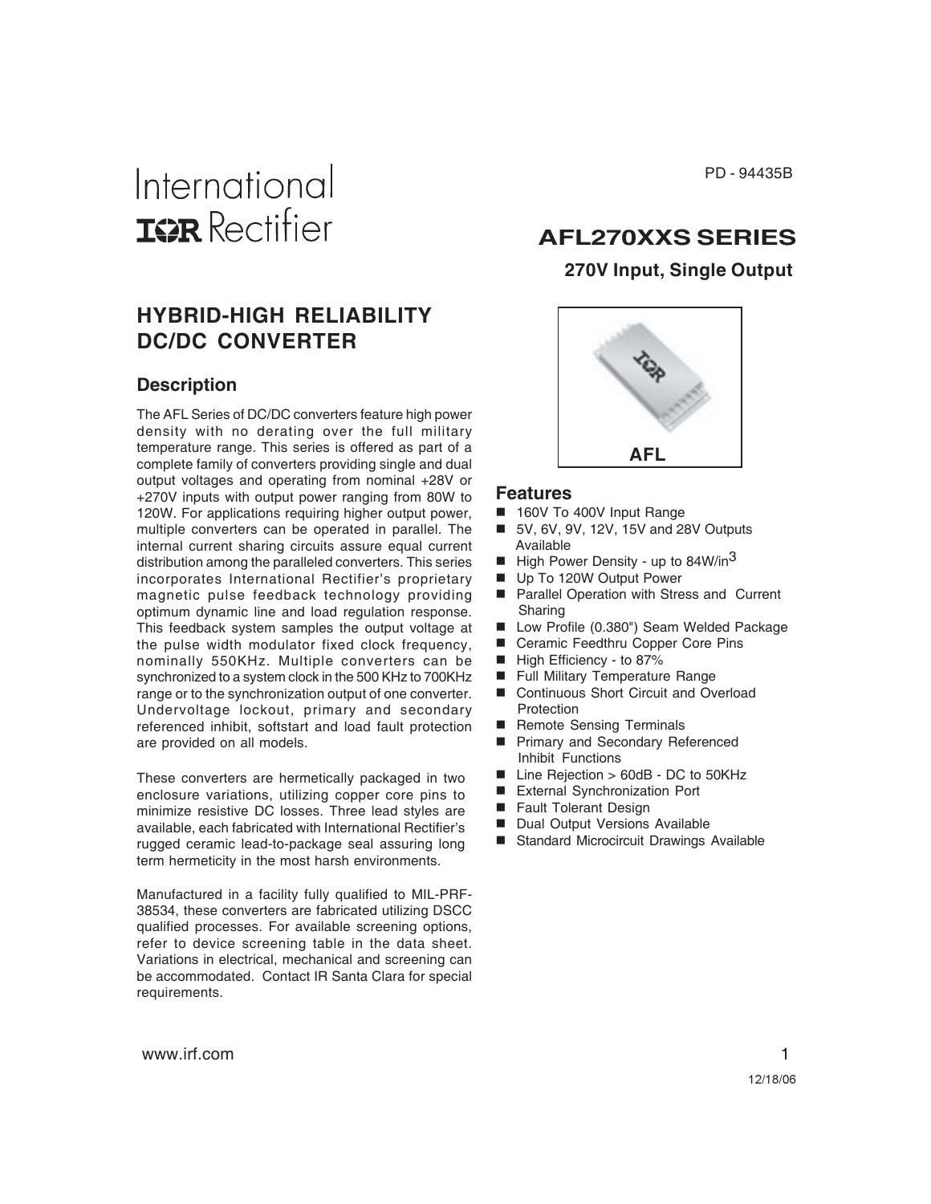PD - 94435B

International IOR Rectifier

# AFL270XXS SERIES

## 270V Input, Single Output

AFL

# HYBRID-HIGH RELIABILITY DC/DC CONVERTER

## Description

The AFL Series of DC/DC converters feature high power density with no derating over the full military temperature range. This series is offered as part of a complete family of converters providing single and dual output voltages and operating from nominal +28V or +270V inputs with output power ranging from 80W to 120W. For applications requiring higher output power, multiple converters can be operated in parallel. The internal current sharing circuits assure equal current distribution among the paralleled converters. This series incorporates International Rectifier's proprietary magnetic pulse feedback technology providing optimum dynamic line and load regulation response. This feedback system samples the output voltage at the pulse width modulator fixed clock frequency, nominally 550KHz. Multiple converters can be synchronized to a system clock in the 500 KHz to 700KHz range or to the synchronization output of one converter. Undervoltage lockout, primary and secondary referenced inhibit, softstart and load fault protection are provided on all models.

These converters are hermetically packaged in two enclosure variations, utilizing copper core pins to minimize resistive DC losses. Three lead styles are available, each fabricated with International Rectifier's rugged ceramic lead-to-package seal assuring long term hermeticity in the most harsh environments.

Manufactured in a facility fully qualified to MIL-PRF-38534, these converters are fabricated utilizing DSCC qualified processes. For available screening options, refer to device screening table in the data sheet. Variations in electrical, mechanical and screening can be accommodated. Contact IR Santa Clara for special requirements.

## Features

- 160V To 400V Input Range
- 5V, 6V, 9V, 12V, 15V and 28V Outputs Available
- High Power Density - up to 84W/in$^3$
- Up To 120W Output Power
- Parallel Operation with Stress and Current Sharing
- Low Profile (0.380") Seam Welded Package
- Ceramic Feedthru Copper Core Pins
- High Efficiency - to 87%
- Full Military Temperature Range
- Continuous Short Circuit and Overload Protection
- Remote Sensing Terminals
- Primary and Secondary Referenced Inhibit Functions
- Line Rejection > 60dB - DC to 50KHz
- External Synchronization Port
- Fault Tolerant Design
- Dual Output Versions Available
- Standard Microcircuit Drawings Available

www.irf.com

12/18/06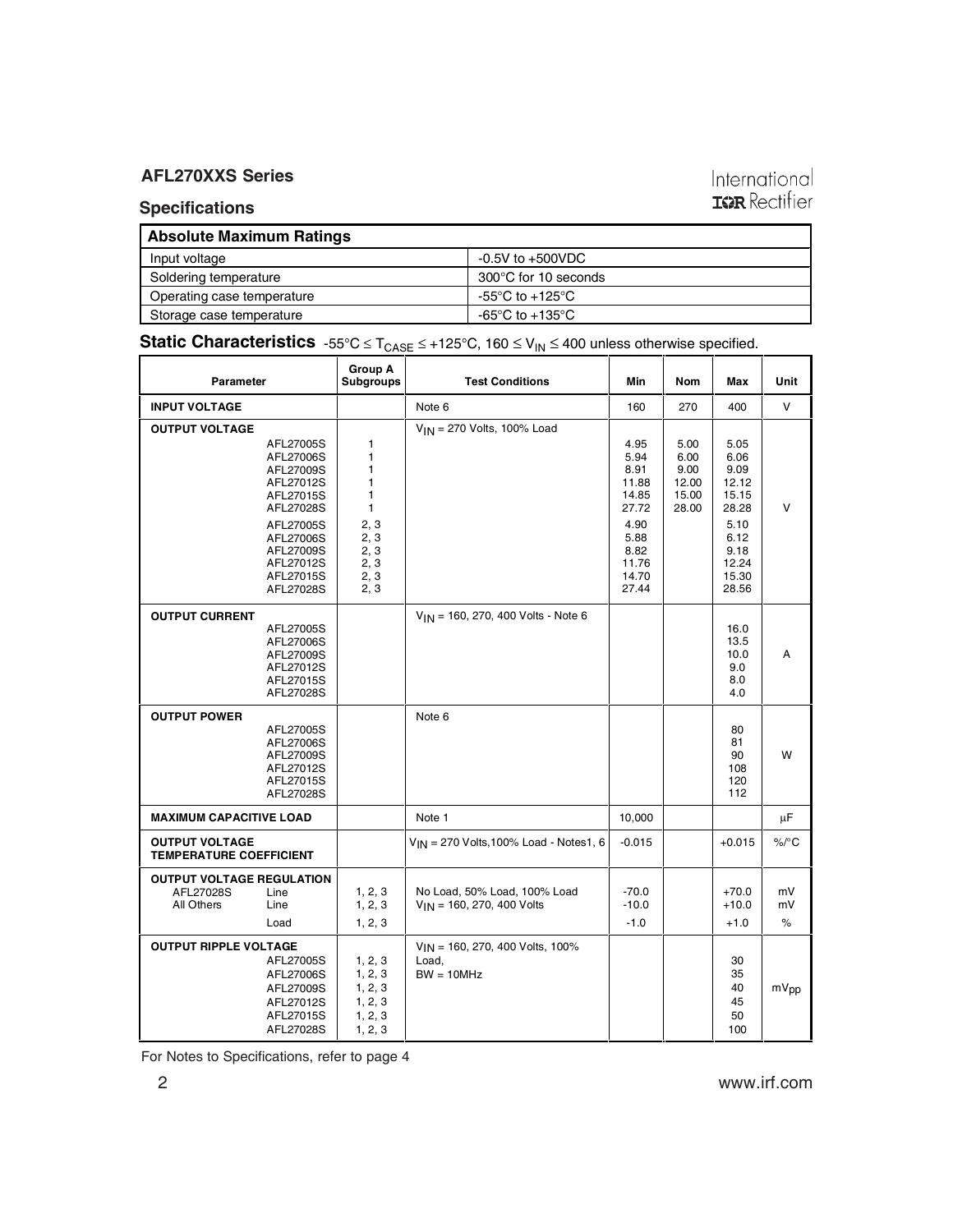## Specifications

| Absolute Maximum Ratings | |
|---|---|
| Input voltage | -0.5V to +500VDC |
| Soldering temperature | 300°C for 10 seconds |
| Operating case temperature | -55°C to +125°C |
| Storage case temperature | -65°C to +135°C |

**Static Characteristics** -55°C ≤ $T_{CASE}$ ≤ +125°C, 160 ≤ $V_{IN}$ ≤ 400 unless otherwise specified.

| Parameter | Group A Subgroups | Test Conditions | Min | Nom | Max | Unit |
|---|---|---|---|---|---|---|
| **INPUT VOLTAGE** | | Note 6 | 160 | 270 | 400 | V |
| **OUTPUT VOLTAGE** | | $V_{IN}$ = 270 Volts, 100% Load | | | | V |
| AFL27005S | 1 | | 4.95 | 5.00 | 5.05 | |
| AFL27006S | 1 | | 5.94 | 6.00 | 6.06 | |
| AFL27009S | 1 | | 8.91 | 9.00 | 9.09 | |
| AFL27012S | 1 | | 11.88 | 12.00 | 12.12 | |
| AFL27015S | 1 | | 14.85 | 15.00 | 15.15 | |
| AFL27028S | 1 | | 27.72 | 28.00 | 28.28 | |
| AFL27005S | 2, 3 | | 4.90 | | 5.10 | |
| AFL27006S | 2, 3 | | 5.88 | | 6.12 | |
| AFL27009S | 2, 3 | | 8.82 | | 9.18 | |
| AFL27012S | 2, 3 | | 11.76 | | 12.24 | |
| AFL27015S | 2, 3 | | 14.70 | | 15.30 | |
| AFL27028S | 2, 3 | | 27.44 | | 28.56 | |
| **OUTPUT CURRENT** | | $V_{IN}$ = 160, 270, 400 Volts - Note 6 | | | | A |
| AFL27005S | | | | | 16.0 | |
| AFL27006S | | | | | 13.5 | |
| AFL27009S | | | | | 10.0 | |
| AFL27012S | | | | | 9.0 | |
| AFL27015S | | | | | 8.0 | |
| AFL27028S | | | | | 4.0 | |
| **OUTPUT POWER** | | Note 6 | | | | W |
| AFL27005S | | | | | 80 | |
| AFL27006S | | | | | 81 | |
| AFL27009S | | | | | 90 | |
| AFL27012S | | | | | 108 | |
| AFL27015S | | | | | 120 | |
| AFL27028S | | | | | 112 | |
| **MAXIMUM CAPACITIVE LOAD** | | Note 1 | 10,000 | | | µF |
| **OUTPUT VOLTAGE TEMPERATURE COEFFICIENT** | | $V_{IN}$ = 270 Volts,100% Load - Notes1, 6 | -0.015 | | +0.015 | %/°C |
| **OUTPUT VOLTAGE REGULATION** | | No Load, 50% Load, 100% Load $V_{IN}$ = 160, 270, 400 Volts | | | | |
| AFL27028S Line | 1, 2, 3 | | -70.0 | | +70.0 | mV |
| All Others Line | 1, 2, 3 | | -10.0 | | +10.0 | mV |
| Load | 1, 2, 3 | | -1.0 | | +1.0 | % |
| **OUTPUT RIPPLE VOLTAGE** | | $V_{IN}$ = 160, 270, 400 Volts, 100% Load, BW = 10MHz | | | | $mV_{pp}$ |
| AFL27005S | 1, 2, 3 | | | | 30 | |
| AFL27006S | 1, 2, 3 | | | | 35 | |
| AFL27009S | 1, 2, 3 | | | | 40 | |
| AFL27012S | 1, 2, 3 | | | | 45 | |
| AFL27015S | 1, 2, 3 | | | | 50 | |
| AFL27028S | 1, 2, 3 | | | | 100 | |

For Notes to Specifications, refer to page 4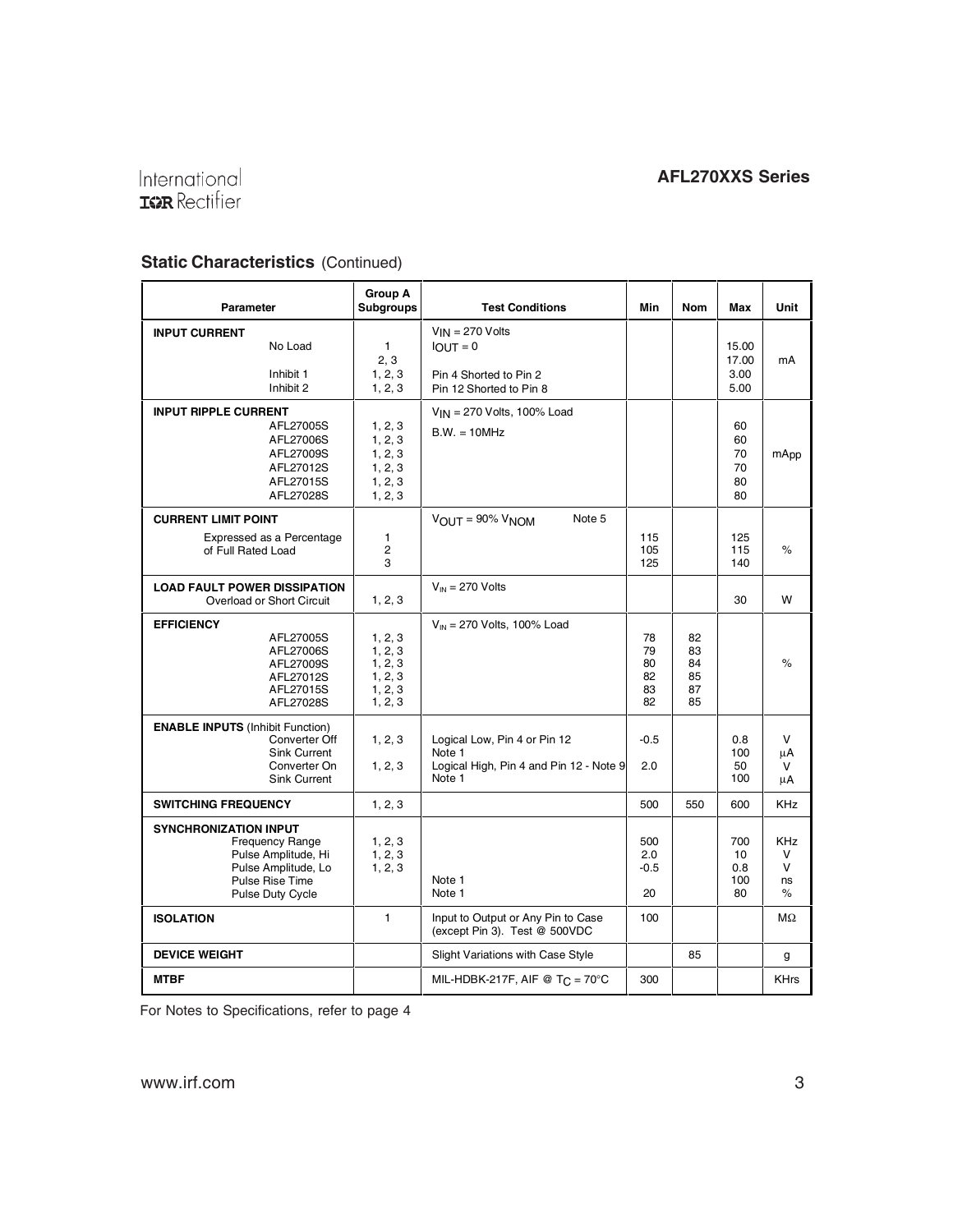## Static Characteristics (Continued)

| Parameter | Group A Subgroups | Test Conditions | Min | Nom | Max | Unit |
|---|---|---|---|---|---|---|
| **INPUT CURRENT** | | $V_{IN}$ = 270 Volts | | | | |
| No Load | 1 | $I_{OUT}$ = 0 | | | 15.00 | mA |
| | 2, 3 | | | | 17.00 | |
| Inhibit 1 | 1, 2, 3 | Pin 4 Shorted to Pin 2 | | | 3.00 | |
| Inhibit 2 | 1, 2, 3 | Pin 12 Shorted to Pin 8 | | | 5.00 | |
| **INPUT RIPPLE CURRENT** | | $V_{IN}$ = 270 Volts, 100% Load | | | | |
| AFL27005S | 1, 2, 3 | B.W. = 10MHz | | | 60 | mApp |
| AFL27006S | 1, 2, 3 | | | | 60 | |
| AFL27009S | 1, 2, 3 | | | | 70 | |
| AFL27012S | 1, 2, 3 | | | | 70 | |
| AFL27015S | 1, 2, 3 | | | | 80 | |
| AFL27028S | 1, 2, 3 | | | | 80 | |
| **CURRENT LIMIT POINT** | | $V_{OUT}$ = 90% $V_{NOM}$ Note 5 | | | | |
| Expressed as a Percentage of Full Rated Load | 1 | | 115 | | 125 | % |
| | 2 | | 105 | | 115 | |
| | 3 | | 125 | | 140 | |
| **LOAD FAULT POWER DISSIPATION** | | $V_{IN}$ = 270 Volts | | | | |
| Overload or Short Circuit | 1, 2, 3 | | | | 30 | W |
| **EFFICIENCY** | | $V_{IN}$ = 270 Volts, 100% Load | | | | |
| AFL27005S | 1, 2, 3 | | 78 | 82 | | % |
| AFL27006S | 1, 2, 3 | | 79 | 83 | | |
| AFL27009S | 1, 2, 3 | | 80 | 84 | | |
| AFL27012S | 1, 2, 3 | | 82 | 85 | | |
| AFL27015S | 1, 2, 3 | | 83 | 87 | | |
| AFL27028S | 1, 2, 3 | | 82 | 85 | | |
| **ENABLE INPUTS** (Inhibit Function) | | | | | | |
| Converter Off | 1, 2, 3 | Logical Low, Pin 4 or Pin 12 | -0.5 | | 0.8 | V |
| Sink Current | | Note 1 | | | 100 | μA |
| Converter On | 1, 2, 3 | Logical High, Pin 4 and Pin 12 - Note 9 | 2.0 | | 50 | V |
| Sink Current | | Note 1 | | | 100 | μA |
| **SWITCHING FREQUENCY** | 1, 2, 3 | | 500 | 550 | 600 | KHz |
| **SYNCHRONIZATION INPUT** | | | | | | |
| Frequency Range | 1, 2, 3 | | 500 | | 700 | KHz |
| Pulse Amplitude, Hi | 1, 2, 3 | | 2.0 | | 10 | V |
| Pulse Amplitude, Lo | 1, 2, 3 | | -0.5 | | 0.8 | V |
| Pulse Rise Time | | Note 1 | | | 100 | ns |
| Pulse Duty Cycle | | Note 1 | 20 | | 80 | % |
| **ISOLATION** | 1 | Input to Output or Any Pin to Case (except Pin 3). Test @ 500VDC | 100 | | | MΩ |
| **DEVICE WEIGHT** | | Slight Variations with Case Style | | 85 | | g |
| **MTBF** | | MIL-HDBK-217F, AIF @ $T_C$ = 70°C | 300 | | | KHrs |

For Notes to Specifications, refer to page 4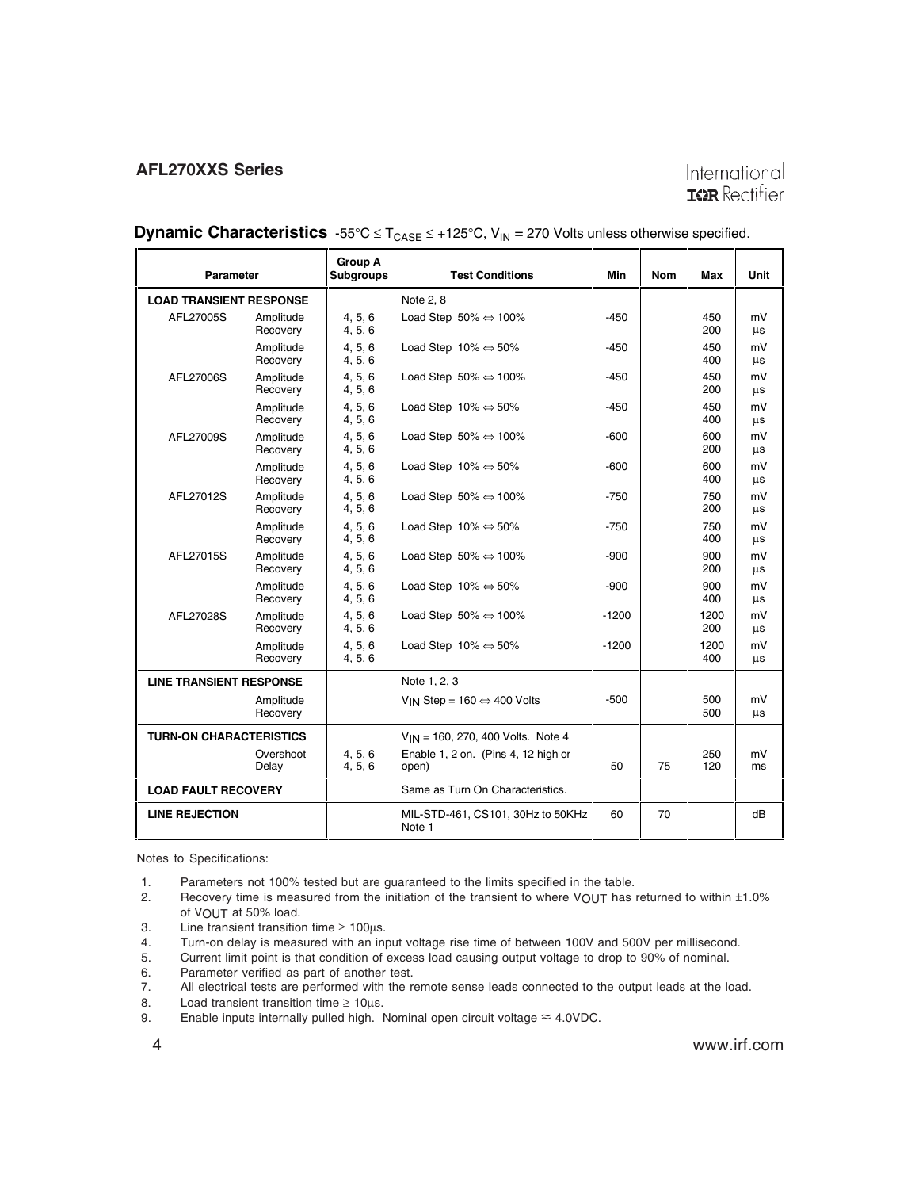## Dynamic Characteristics -55°C ≤ $T_{CASE}$ ≤ +125°C, $V_{IN}$ = 270 Volts unless otherwise specified.

| Parameter | | Group A Subgroups | Test Conditions | Min | Nom | Max | Unit |
|---|---|---|---|---|---|---|---|
| **LOAD TRANSIENT RESPONSE** | | | Note 2, 8 | | | | |
| AFL27005S | Amplitude<br>Recovery | 4, 5, 6<br>4, 5, 6 | Load Step 50% ⇔ 100% | -450 | | 450<br>200 | mV<br>µs |
| | Amplitude<br>Recovery | 4, 5, 6<br>4, 5, 6 | Load Step 10% ⇔ 50% | -450 | | 450<br>400 | mV<br>µs |
| AFL27006S | Amplitude<br>Recovery | 4, 5, 6<br>4, 5, 6 | Load Step 50% ⇔ 100% | -450 | | 450<br>200 | mV<br>µs |
| | Amplitude<br>Recovery | 4, 5, 6<br>4, 5, 6 | Load Step 10% ⇔ 50% | -450 | | 450<br>400 | mV<br>µs |
| AFL27009S | Amplitude<br>Recovery | 4, 5, 6<br>4, 5, 6 | Load Step 50% ⇔ 100% | -600 | | 600<br>200 | mV<br>µs |
| | Amplitude<br>Recovery | 4, 5, 6<br>4, 5, 6 | Load Step 10% ⇔ 50% | -600 | | 600<br>400 | mV<br>µs |
| AFL27012S | Amplitude<br>Recovery | 4, 5, 6<br>4, 5, 6 | Load Step 50% ⇔ 100% | -750 | | 750<br>200 | mV<br>µs |
| | Amplitude<br>Recovery | 4, 5, 6<br>4, 5, 6 | Load Step 10% ⇔ 50% | -750 | | 750<br>400 | mV<br>µs |
| AFL27015S | Amplitude<br>Recovery | 4, 5, 6<br>4, 5, 6 | Load Step 50% ⇔ 100% | -900 | | 900<br>200 | mV<br>µs |
| | Amplitude<br>Recovery | 4, 5, 6<br>4, 5, 6 | Load Step 10% ⇔ 50% | -900 | | 900<br>400 | mV<br>µs |
| AFL27028S | Amplitude<br>Recovery | 4, 5, 6<br>4, 5, 6 | Load Step 50% ⇔ 100% | -1200 | | 1200<br>200 | mV<br>µs |
| | Amplitude<br>Recovery | 4, 5, 6<br>4, 5, 6 | Load Step 10% ⇔ 50% | -1200 | | 1200<br>400 | mV<br>µs |
| **LINE TRANSIENT RESPONSE** | | | Note 1, 2, 3 | | | | |
| | Amplitude<br>Recovery | | $V_{IN}$ Step = 160 ⇔ 400 Volts | -500 | | 500<br>500 | mV<br>µs |
| **TURN-ON CHARACTERISTICS** | | | $V_{IN}$ = 160, 270, 400 Volts. Note 4 | | | | |
| | Overshoot<br>Delay | 4, 5, 6<br>4, 5, 6 | Enable 1, 2 on. (Pins 4, 12 high or open) | 50 | 75 | 250<br>120 | mV<br>ms |
| **LOAD FAULT RECOVERY** | | | Same as Turn On Characteristics. | | | | |
| **LINE REJECTION** | | | MIL-STD-461, CS101, 30Hz to 50KHz Note 1 | 60 | 70 | | dB |

Notes to Specifications:

1. Parameters not 100% tested but are guaranteed to the limits specified in the table.
2. Recovery time is measured from the initiation of the transient to where $V_{OUT}$ has returned to within ±1.0% of $V_{OUT}$ at 50% load.
3. Line transient transition time ≥ 100µs.
4. Turn-on delay is measured with an input voltage rise time of between 100V and 500V per millisecond.
5. Current limit point is that condition of excess load causing output voltage to drop to 90% of nominal.
6. Parameter verified as part of another test.
7. All electrical tests are performed with the remote sense leads connected to the output leads at the load.
8. Load transient transition time ≥ 10µs.
9. Enable inputs internally pulled high. Nominal open circuit voltage ≈ 4.0VDC.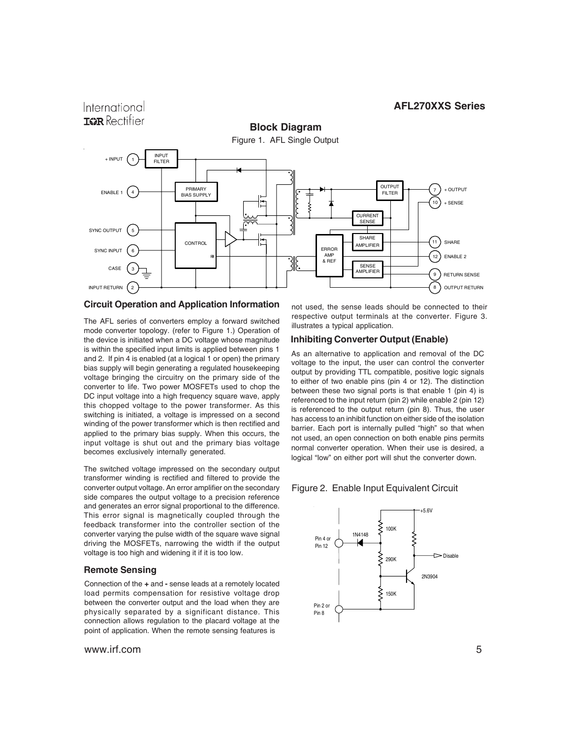## Block Diagram

Figure 1. AFL Single Output

## Circuit Operation and Application Information

The AFL series of converters employ a forward switched mode converter topology. (refer to Figure 1.) Operation of the device is initiated when a DC voltage whose magnitude is within the specified input limits is applied between pins 1 and 2. If pin 4 is enabled (at a logical 1 or open) the primary bias supply will begin generating a regulated housekeeping voltage bringing the circuitry on the primary side of the converter to life. Two power MOSFETs used to chop the DC input voltage into a high frequency square wave, apply this chopped voltage to the power transformer. As this switching is initiated, a voltage is impressed on a second winding of the power transformer which is then rectified and applied to the primary bias supply. When this occurs, the input voltage is shut out and the primary bias voltage becomes exclusively internally generated.

The switched voltage impressed on the secondary output transformer winding is rectified and filtered to provide the converter output voltage. An error amplifier on the secondary side compares the output voltage to a precision reference and generates an error signal proportional to the difference. This error signal is magnetically coupled through the feedback transformer into the controller section of the converter varying the pulse width of the square wave signal driving the MOSFETs, narrowing the width if the output voltage is too high and widening it if it is too low.

### Remote Sensing

Connection of the **+** and **-** sense leads at a remotely located load permits compensation for resistive voltage drop between the converter output and the load when they are physically separated by a significant distance. This connection allows regulation to the placard voltage at the point of application. When the remote sensing features is not used, the sense leads should be connected to their respective output terminals at the converter. Figure 3. illustrates a typical application.

### Inhibiting Converter Output (Enable)

As an alternative to application and removal of the DC voltage to the input, the user can control the converter output by providing TTL compatible, positive logic signals to either of two enable pins (pin 4 or 12). The distinction between these two signal ports is that enable 1 (pin 4) is referenced to the input return (pin 2) while enable 2 (pin 12) is referenced to the output return (pin 8). Thus, the user has access to an inhibit function on either side of the isolation barrier. Each port is internally pulled "high" so that when not used, an open connection on both enable pins permits normal converter operation. When their use is desired, a logical "low" on either port will shut the converter down.

Figure 2. Enable Input Equivalent Circuit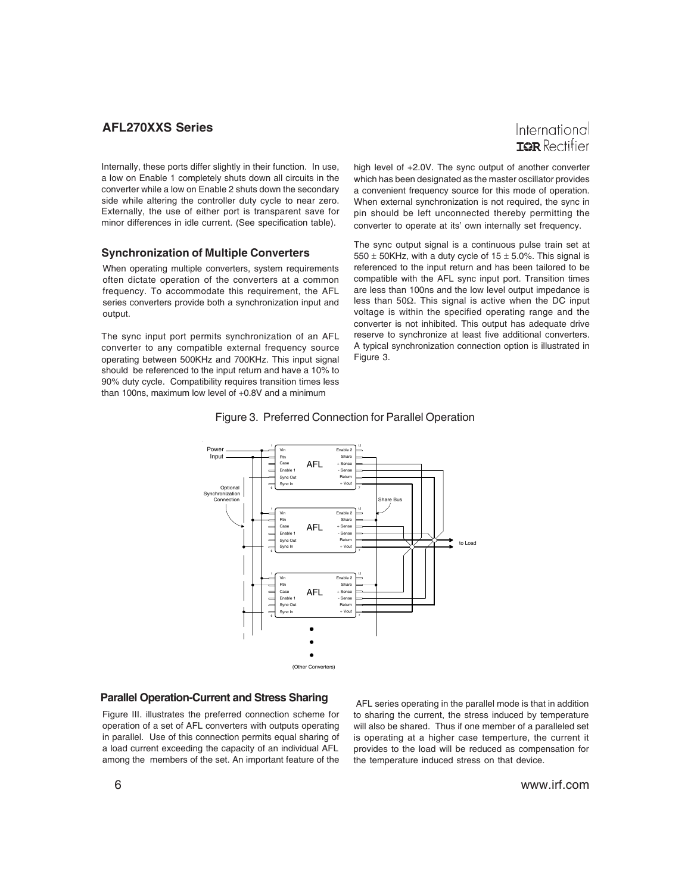Internally, these ports differ slightly in their function. In use, a low on Enable 1 completely shuts down all circuits in the converter while a low on Enable 2 shuts down the secondary side while altering the controller duty cycle to near zero. Externally, the use of either port is transparent save for minor differences in idle current. (See specification table).

### Synchronization of Multiple Converters

When operating multiple converters, system requirements often dictate operation of the converters at a common frequency. To accommodate this requirement, the AFL series converters provide both a synchronization input and output.

The sync input port permits synchronization of an AFL converter to any compatible external frequency source operating between 500KHz and 700KHz. This input signal should be referenced to the input return and have a 10% to 90% duty cycle. Compatibility requires transition times less than 100ns, maximum low level of +0.8V and a minimum high level of +2.0V. The sync output of another converter which has been designated as the master oscillator provides a convenient frequency source for this mode of operation. When external synchronization is not required, the sync in pin should be left unconnected thereby permitting the converter to operate at its' own internally set frequency.

The sync output signal is a continuous pulse train set at 550 ± 50KHz, with a duty cycle of 15 ± 5.0%. This signal is referenced to the input return and has been tailored to be compatible with the AFL sync input port. Transition times are less than 100ns and the low level output impedance is less than 50Ω. This signal is active when the DC input voltage is within the specified operating range and the converter is not inhibited. This output has adequate drive reserve to synchronize at least five additional converters. A typical synchronization connection option is illustrated in Figure 3.

Figure 3. Preferred Connection for Parallel Operation

### Parallel Operation-Current and Stress Sharing

Figure III. illustrates the preferred connection scheme for operation of a set of AFL converters with outputs operating in parallel. Use of this connection permits equal sharing of a load current exceeding the capacity of an individual AFL among the members of the set. An important feature of the AFL series operating in the parallel mode is that in addition to sharing the current, the stress induced by temperature will also be shared. Thus if one member of a paralleled set is operating at a higher case temperture, the current it provides to the load will be reduced as compensation for the temperature induced stress on that device.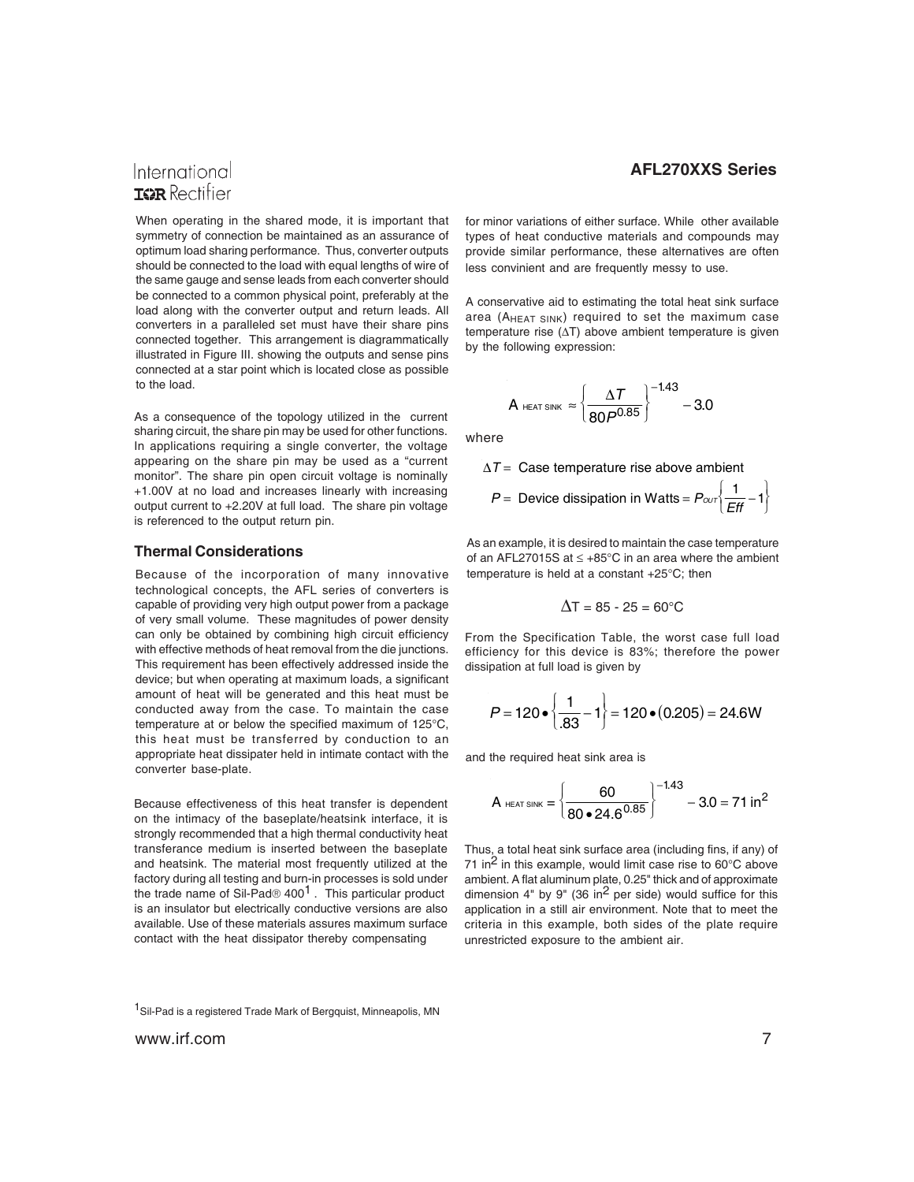When operating in the shared mode, it is important that symmetry of connection be maintained as an assurance of optimum load sharing performance. Thus, converter outputs should be connected to the load with equal lengths of wire of the same gauge and sense leads from each converter should be connected to a common physical point, preferably at the load along with the converter output and return leads. All converters in a paralleled set must have their share pins connected together. This arrangement is diagrammatically illustrated in Figure III. showing the outputs and sense pins connected at a star point which is located close as possible to the load.

As a consequence of the topology utilized in the current sharing circuit, the share pin may be used for other functions. In applications requiring a single converter, the voltage appearing on the share pin may be used as a "current monitor". The share pin open circuit voltage is nominally +1.00V at no load and increases linearly with increasing output current to +2.20V at full load. The share pin voltage is referenced to the output return pin.

## Thermal Considerations

Because of the incorporation of many innovative technological concepts, the AFL series of converters is capable of providing very high output power from a package of very small volume. These magnitudes of power density can only be obtained by combining high circuit efficiency with effective methods of heat removal from the die junctions. This requirement has been effectively addressed inside the device; but when operating at maximum loads, a significant amount of heat will be generated and this heat must be conducted away from the case. To maintain the case temperature at or below the specified maximum of 125°C, this heat must be transferred by conduction to an appropriate heat dissipater held in intimate contact with the converter base-plate.

Because effectiveness of this heat transfer is dependent on the intimacy of the baseplate/heatsink interface, it is strongly recommended that a high thermal conductivity heat transferance medium is inserted between the baseplate and heatsink. The material most frequently utilized at the factory during all testing and burn-in processes is sold under the trade name of Sil-Pad® 400[1]. This particular product is an insulator but electrically conductive versions are also available. Use of these materials assures maximum surface contact with the heat dissipator thereby compensating for minor variations of either surface. While other available types of heat conductive materials and compounds may provide similar performance, these alternatives are often less convinient and are frequently messy to use.

A conservative aid to estimating the total heat sink surface area ($A_{HEAT\ SINK}$) required to set the maximum case temperature rise ($\Delta T$) above ambient temperature is given by the following expression:

$$A_{HEAT\ SINK} \approx \left\{ \frac{\Delta T}{80 P^{0.85}} \right\}^{-1.43} - 3.0$$

where

$$\Delta T = \text{ Case temperature rise above ambient}$$

$$P = \text{ Device dissipation in Watts} = P_{OUT} \left\{ \frac{1}{Eff} - 1 \right\}$$

As an example, it is desired to maintain the case temperature of an AFL27015S at ≤ +85°C in an area where the ambient temperature is held at a constant +25°C; then

$$\Delta T = 85 - 25 = 60°C$$

From the Specification Table, the worst case full load efficiency for this device is 83%; therefore the power dissipation at full load is given by

$$P = 120 \bullet \left\{ \frac{1}{.83} - 1 \right\} = 120 \bullet (0.205) = 24.6W$$

and the required heat sink area is

$$A_{HEAT\ SINK} = \left\{ \frac{60}{80 \bullet 24.6^{0.85}} \right\}^{-1.43} - 3.0 = 71\ in^2$$

Thus, a total heat sink surface area (including fins, if any) of 71 $in^2$ in this example, would limit case rise to 60°C above ambient. A flat aluminum plate, 0.25" thick and of approximate dimension 4" by 9" (36 $in^2$ per side) would suffice for this application in a still air environment. Note that to meet the criteria in this example, both sides of the plate require unrestricted exposure to the ambient air.

[1] Sil-Pad is a registered Trade Mark of Bergquist, Minneapolis, MN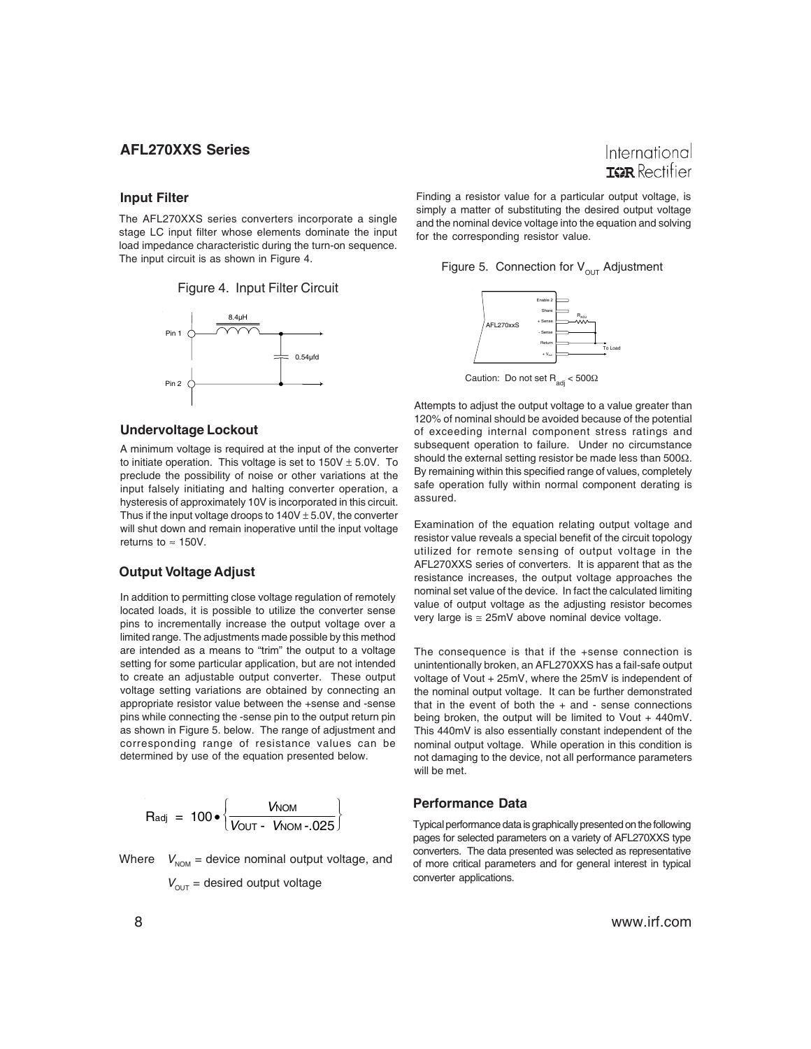## Input Filter

The AFL270XXS series converters incorporate a single stage LC input filter whose elements dominate the input load impedance characteristic during the turn-on sequence. The input circuit is as shown in Figure 4.

Figure 4. Input Filter Circuit

## Undervoltage Lockout

A minimum voltage is required at the input of the converter to initiate operation. This voltage is set to 150V ± 5.0V. To preclude the possibility of noise or other variations at the input falsely initiating and halting converter operation, a hysteresis of approximately 10V is incorporated in this circuit. Thus if the input voltage droops to 140V ± 5.0V, the converter will shut down and remain inoperative until the input voltage returns to ≈ 150V.

## Output Voltage Adjust

In addition to permitting close voltage regulation of remotely located loads, it is possible to utilize the converter sense pins to incrementally increase the output voltage over a limited range. The adjustments made possible by this method are intended as a means to "trim" the output to a voltage setting for some particular application, but are not intended to create an adjustable output converter. These output voltage setting variations are obtained by connecting an appropriate resistor value between the +sense and -sense pins while connecting the -sense pin to the output return pin as shown in Figure 5. below. The range of adjustment and corresponding range of resistance values can be determined by use of the equation presented below.

$$R_{adj} = 100 \bullet \left\{ \frac{V_{NOM}}{V_{OUT} - V_{NOM} - .025} \right\}$$

Where $V_{NOM}$ = device nominal output voltage, and

$V_{OUT}$ = desired output voltage

Finding a resistor value for a particular output voltage, is simply a matter of substituting the desired output voltage and the nominal device voltage into the equation and solving for the corresponding resistor value.

Figure 5. Connection for $V_{OUT}$ Adjustment

Caution: Do not set $R_{adj} < 500\Omega$

Attempts to adjust the output voltage to a value greater than 120% of nominal should be avoided because of the potential of exceeding internal component stress ratings and subsequent operation to failure. Under no circumstance should the external setting resistor be made less than 500Ω. By remaining within this specified range of values, completely safe operation fully within normal component derating is assured.

Examination of the equation relating output voltage and resistor value reveals a special benefit of the circuit topology utilized for remote sensing of output voltage in the AFL270XXS series of converters. It is apparent that as the resistance increases, the output voltage approaches the nominal set value of the device. In fact the calculated limiting value of output voltage as the adjusting resistor becomes very large is ≅ 25mV above nominal device voltage.

The consequence is that if the +sense connection is unintentionally broken, an AFL270XXS has a fail-safe output voltage of Vout + 25mV, where the 25mV is independent of the nominal output voltage. It can be further demonstrated that in the event of both the + and - sense connections being broken, the output will be limited to Vout + 440mV. This 440mV is also essentially constant independent of the nominal output voltage. While operation in this condition is not damaging to the device, not all performance parameters will be met.

## Performance Data

Typical performance data is graphically presented on the following pages for selected parameters on a variety of AFL270XXS type converters. The data presented was selected as representative of more critical parameters and for general interest in typical converter applications.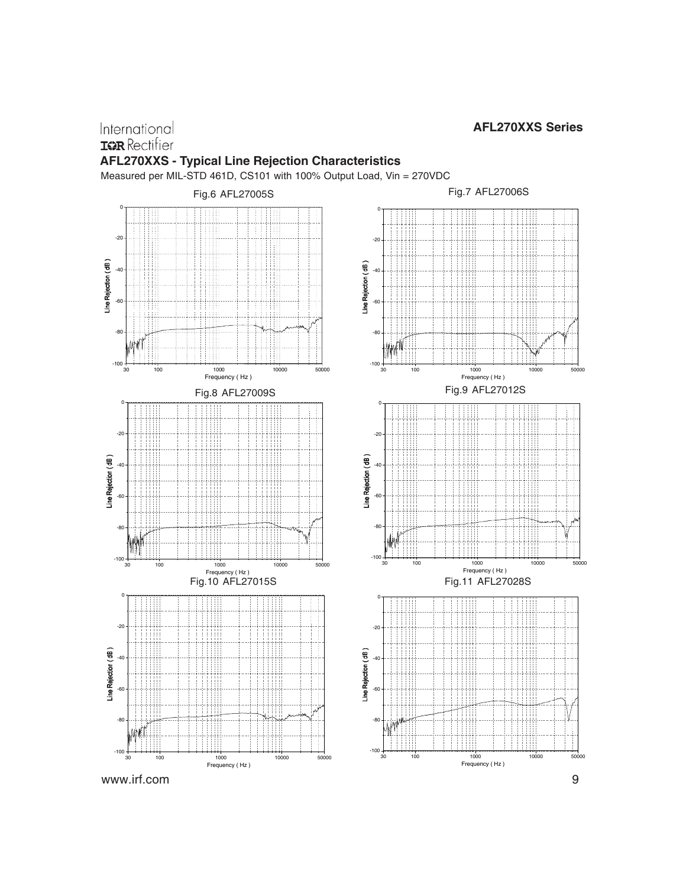## AFL270XXS - Typical Line Rejection Characteristics

Measured per MIL-STD 461D, CS101 with 100% Output Load, Vin = 270VDC

Fig.6 AFL27005S

Fig.7 AFL27006S

Fig.8 AFL27009S

Fig.9 AFL27012S

Fig.10 AFL27015S

Fig.11 AFL27028S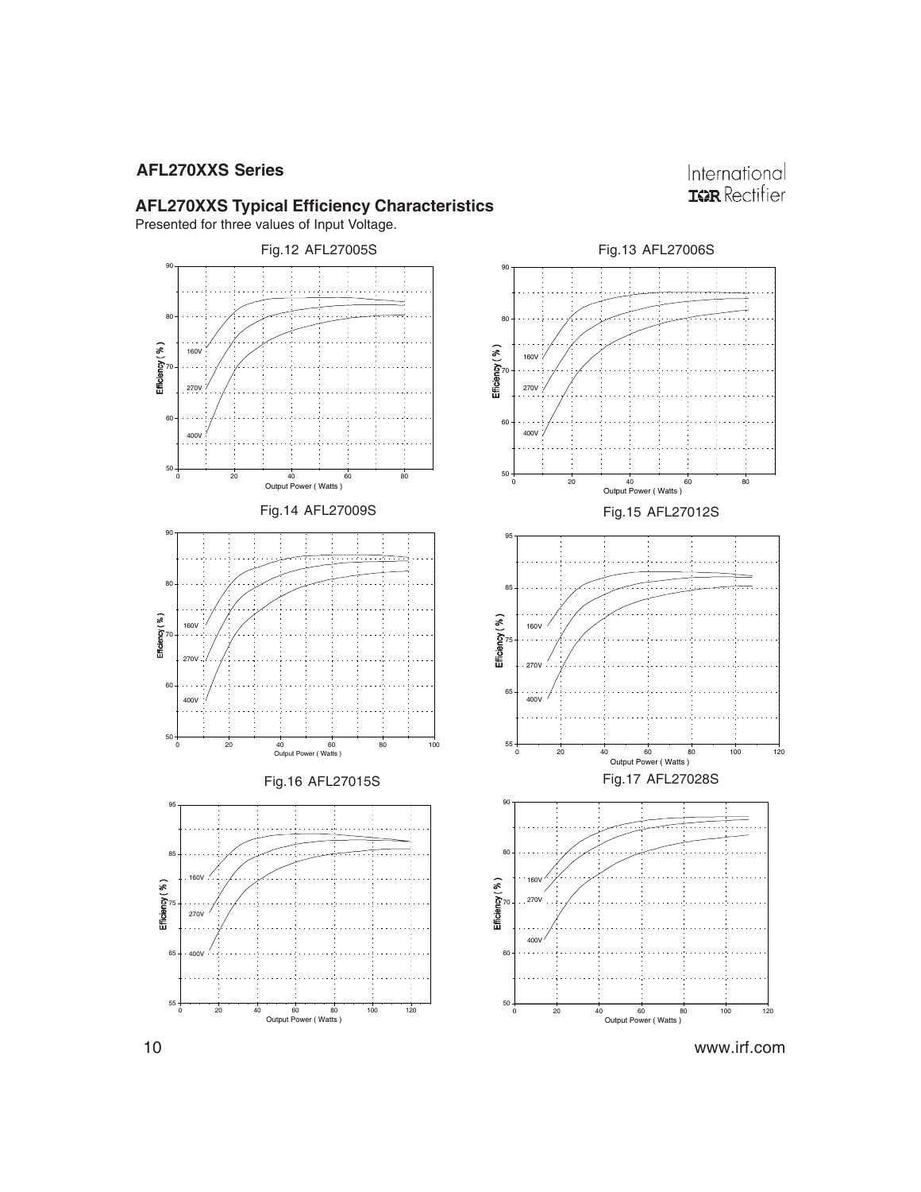## AFL270XXS Typical Efficiency Characteristics

Presented for three values of Input Voltage.

Fig.12 AFL27005S

Fig.13 AFL27006S

Fig.14 AFL27009S

Fig.15 AFL27012S

Fig.16 AFL27015S

Fig.17 AFL27028S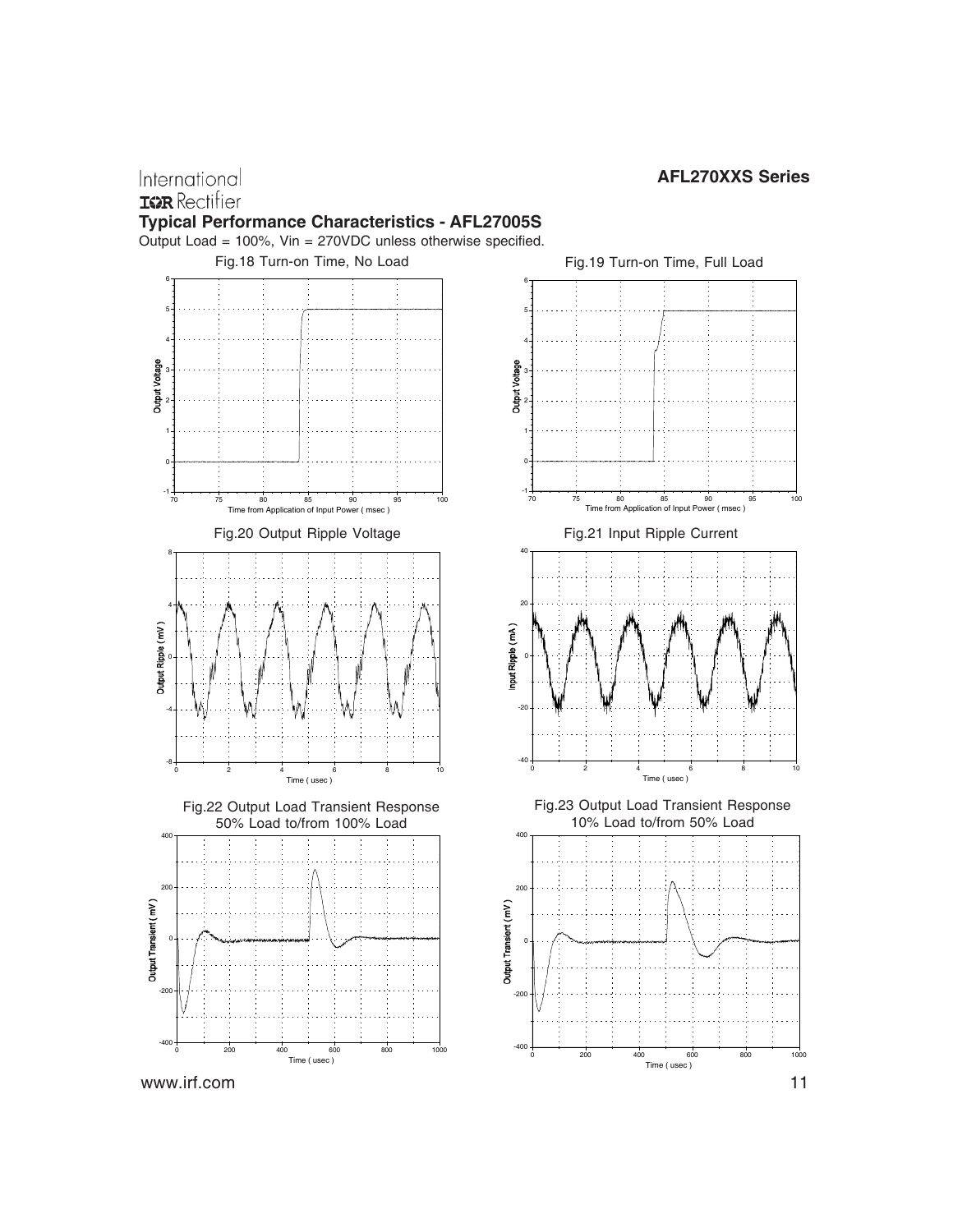## Typical Performance Characteristics - AFL27005S

Output Load = 100%, Vin = 270VDC unless otherwise specified.

Fig.18 Turn-on Time, No Load

Fig.19 Turn-on Time, Full Load

Fig.20 Output Ripple Voltage

Fig.21 Input Ripple Current

Fig.22 Output Load Transient Response 50% Load to/from 100% Load

Fig.23 Output Load Transient Response 10% Load to/from 50% Load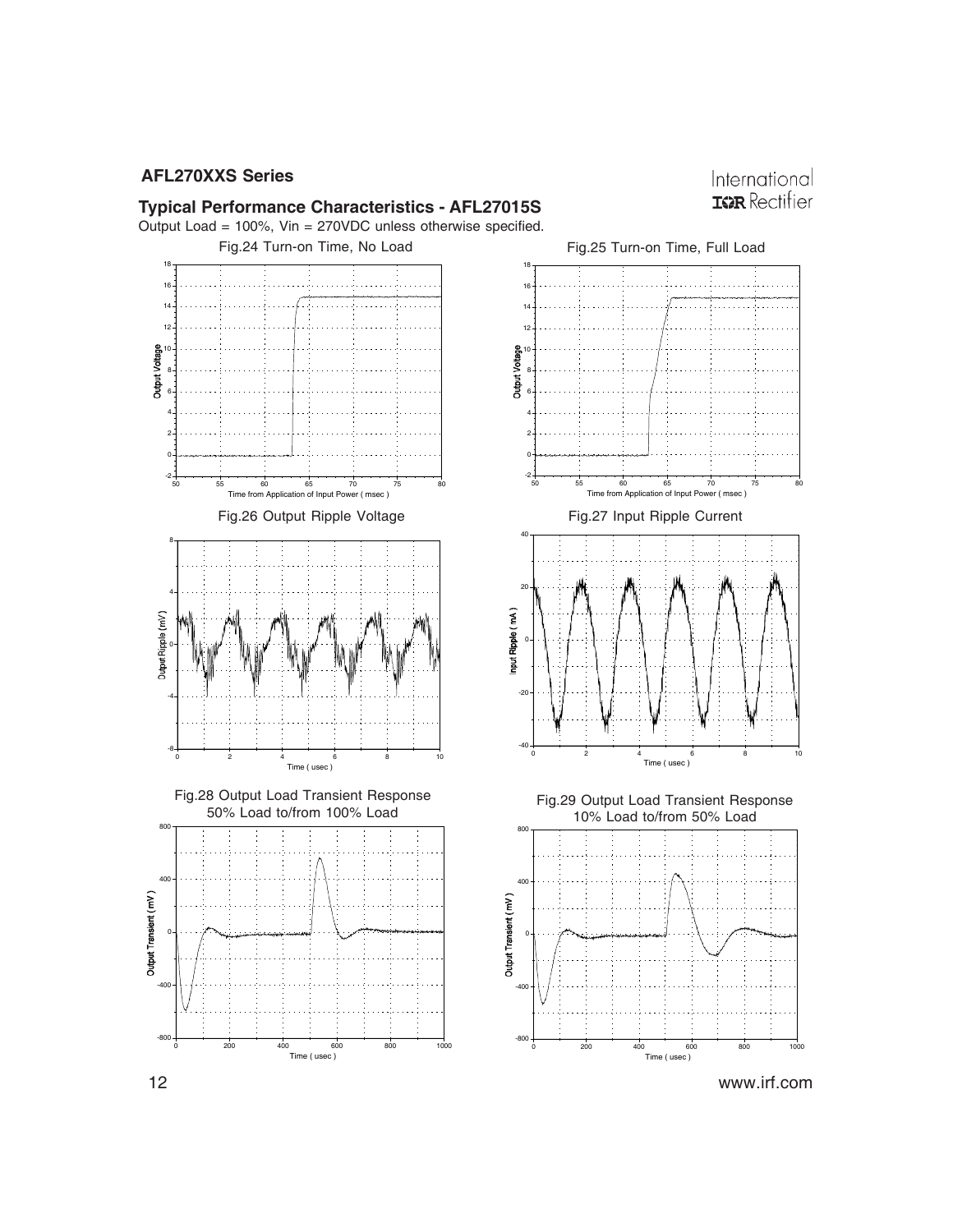## Typical Performance Characteristics - AFL27015S

Output Load = 100%, Vin = 270VDC unless otherwise specified.

Fig.24 Turn-on Time, No Load

Fig.25 Turn-on Time, Full Load

Fig.26 Output Ripple Voltage

Fig.27 Input Ripple Current

Fig.28 Output Load Transient Response 50% Load to/from 100% Load

Fig.29 Output Load Transient Response 10% Load to/from 50% Load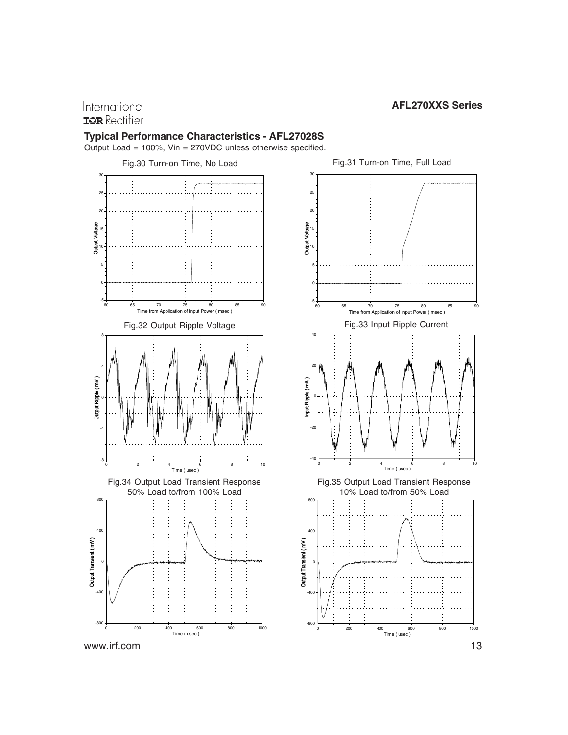## Typical Performance Characteristics - AFL27028S

Output Load = 100%, Vin = 270VDC unless otherwise specified.

Fig.30 Turn-on Time, No Load

Fig.31 Turn-on Time, Full Load

Fig.32 Output Ripple Voltage

Fig.33 Input Ripple Current

Fig.34 Output Load Transient Response 50% Load to/from 100% Load

Fig.35 Output Load Transient Response 10% Load to/from 50% Load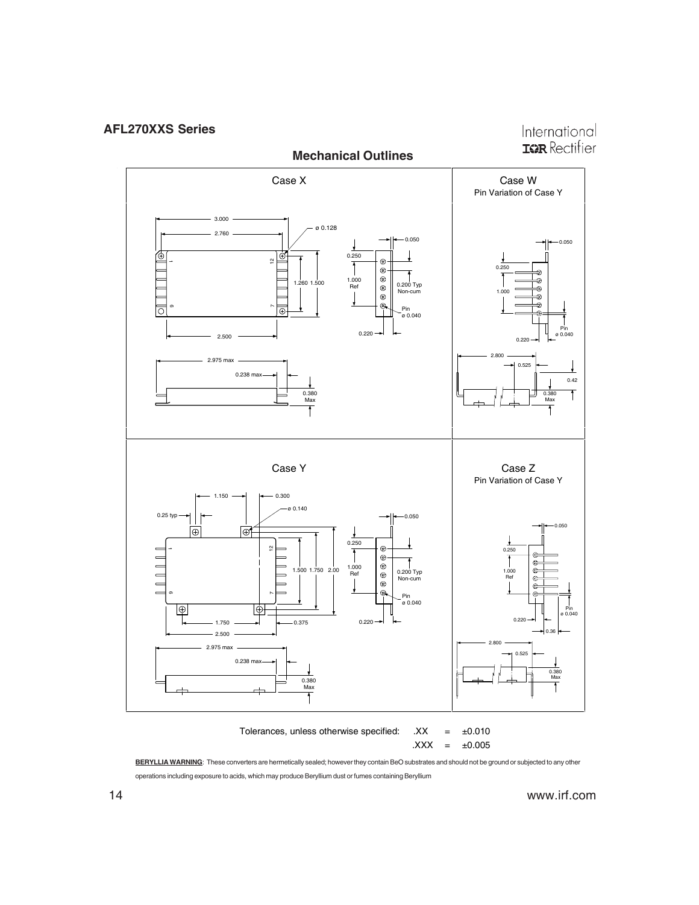## Mechanical Outlines

### Case X

3.000
2.760
ø 0.128
1.260 1.500
2.500
0.050
0.250
1.000 Ref
0.200 Typ Non-cum
Pin ø 0.040
0.220
2.975 max
0.238 max
0.380 Max

### Case W
Pin Variation of Case Y

0.050
0.250
1.000
Pin ø 0.040
0.220
2.800
0.525
0.42
0.380 Max

### Case Y

1.150
0.300
0.25 typ
ø 0.140
1.500 1.750 2.00
1.750
0.375
2.500
0.050
0.250
1.000 Ref
0.200 Typ Non-cum
Pin ø 0.040
0.220
2.975 max
0.238 max
0.380 Max

### Case Z
Pin Variation of Case Y

0.050
0.250
1.000 Ref
Pin ø 0.040
0.220
0.36
2.800
0.525
0.380 Max

Tolerances, unless otherwise specified: .XX = ±0.010
.XXX = ±0.005

**BERYLLIA WARNING**: These converters are hermetically sealed; however they contain BeO substrates and should not be ground or subjected to any other operations including exposure to acids, which may produce Beryllium dust or fumes containing Beryllium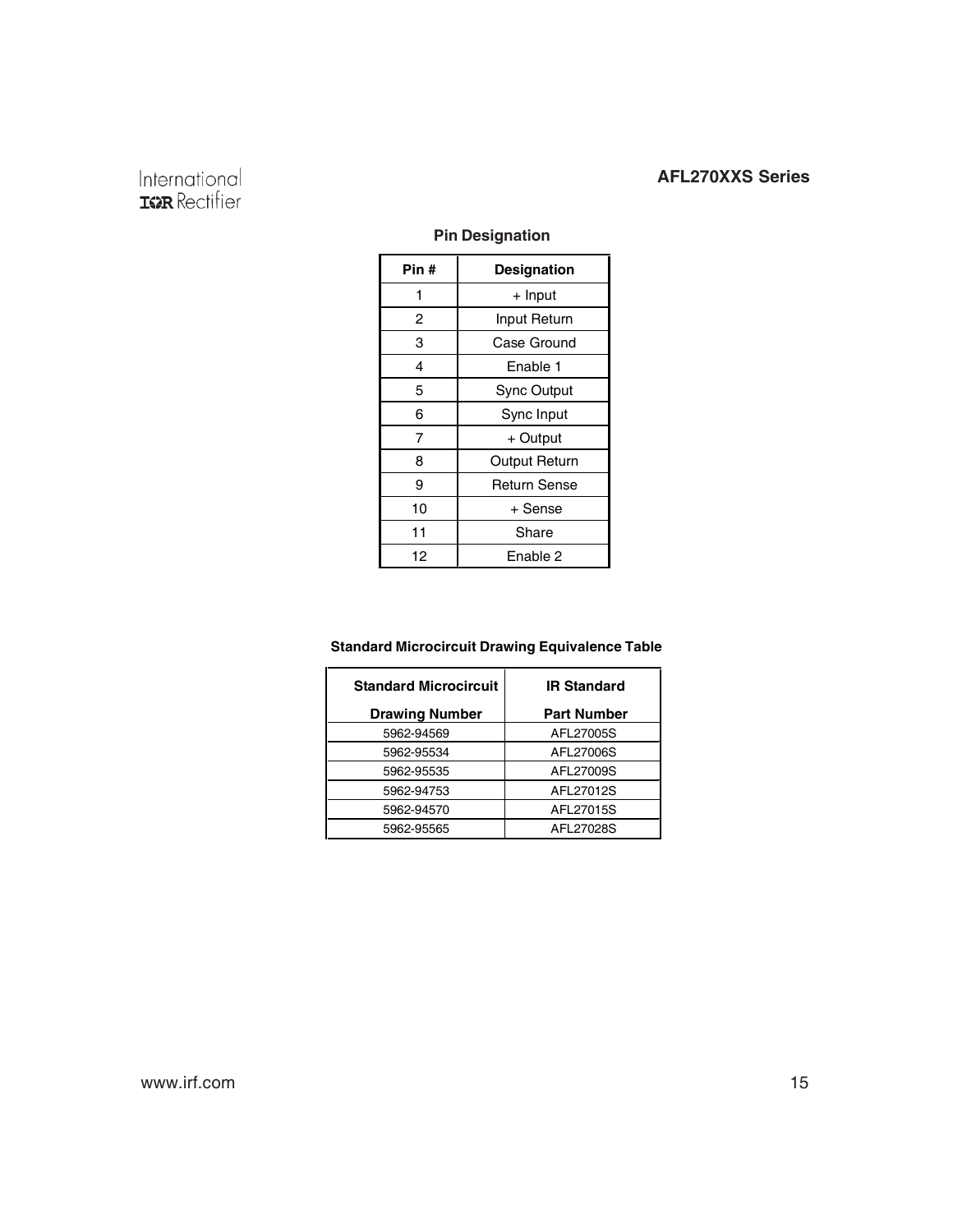## Pin Designation

| Pin # | Designation |
|---|---|
| 1 | + Input |
| 2 | Input Return |
| 3 | Case Ground |
| 4 | Enable 1 |
| 5 | Sync Output |
| 6 | Sync Input |
| 7 | + Output |
| 8 | Output Return |
| 9 | Return Sense |
| 10 | + Sense |
| 11 | Share |
| 12 | Enable 2 |

## Standard Microcircuit Drawing Equivalence Table

| Standard Microcircuit Drawing Number | IR Standard Part Number |
|---|---|
| 5962-94569 | AFL27005S |
| 5962-95534 | AFL27006S |
| 5962-95535 | AFL27009S |
| 5962-94753 | AFL27012S |
| 5962-94570 | AFL27015S |
| 5962-95565 | AFL27028S |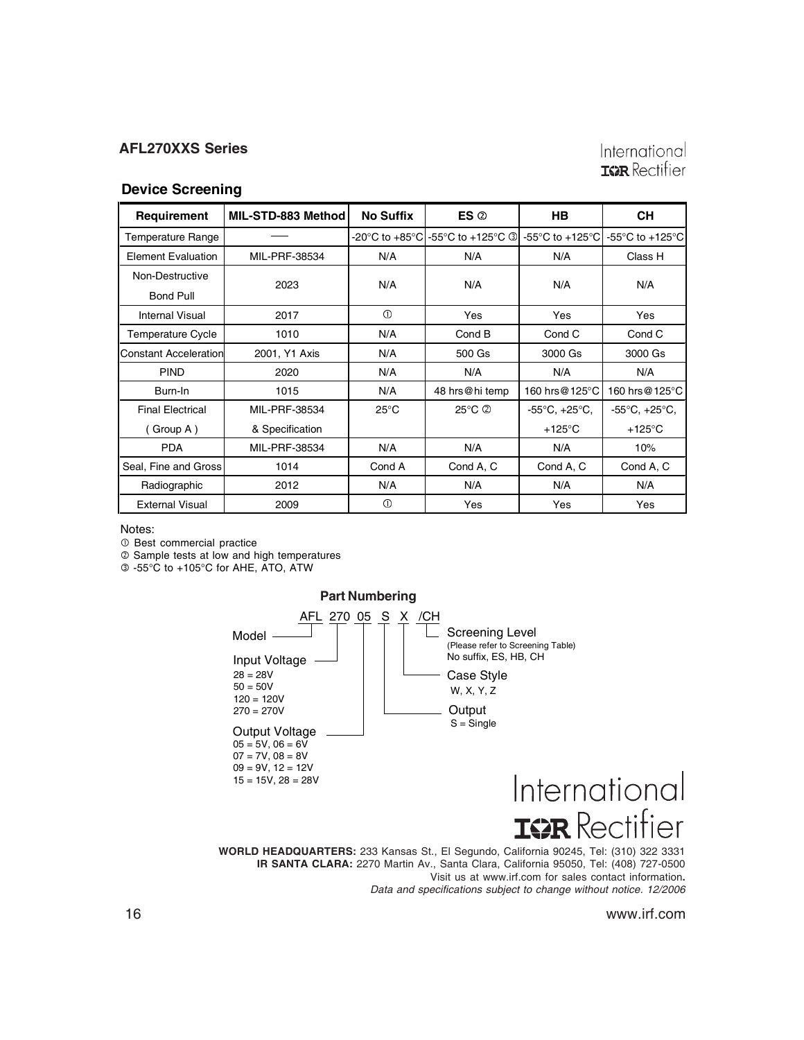## Device Screening

| Requirement | MIL-STD-883 Method | No Suffix | ES ② | HB | CH |
|---|---|---|---|---|---|
| Temperature Range | — | -20°C to +85°C | -55°C to +125°C ③ | -55°C to +125°C | -55°C to +125°C |
| Element Evaluation | MIL-PRF-38534 | N/A | N/A | N/A | Class H |
| Non-Destructive Bond Pull | 2023 | N/A | N/A | N/A | N/A |
| Internal Visual | 2017 | ① | Yes | Yes | Yes |
| Temperature Cycle | 1010 | N/A | Cond B | Cond C | Cond C |
| Constant Acceleration | 2001, Y1 Axis | N/A | 500 Gs | 3000 Gs | 3000 Gs |
| PIND | 2020 | N/A | N/A | N/A | N/A |
| Burn-In | 1015 | N/A | 48 hrs@hi temp | 160 hrs@125°C | 160 hrs@125°C |
| Final Electrical ( Group A ) | MIL-PRF-38534 & Specification | 25°C | 25°C ② | -55°C, +25°C, +125°C | -55°C, +25°C, +125°C |
| PDA | MIL-PRF-38534 | N/A | N/A | N/A | 10% |
| Seal, Fine and Gross | 1014 | Cond A | Cond A, C | Cond A, C | Cond A, C |
| Radiographic | 2012 | N/A | N/A | N/A | N/A |
| External Visual | 2009 | ① | Yes | Yes | Yes |

Notes:

① Best commercial practice

② Sample tests at low and high temperatures

③ -55°C to +105°C for AHE, ATO, ATW

### Part Numbering

AFL 270 05 S X /CH

Model — AFL

Input Voltage
28 = 28V
50 = 50V
120 = 120V
270 = 270V

Output Voltage
05 = 5V, 06 = 6V
07 = 7V, 08 = 8V
09 = 9V, 12 = 12V
15 = 15V, 28 = 28V

Output
S = Single

Case Style
W, X, Y, Z

Screening Level
(Please refer to Screening Table)
No suffix, ES, HB, CH

International IOR Rectifier

**WORLD HEADQUARTERS:** 233 Kansas St., El Segundo, California 90245, Tel: (310) 322 3331
**IR SANTA CLARA:** 2270 Martin Av., Santa Clara, California 95050, Tel: (408) 727-0500
Visit us at www.irf.com for sales contact information.
*Data and specifications subject to change without notice. 12/2006*